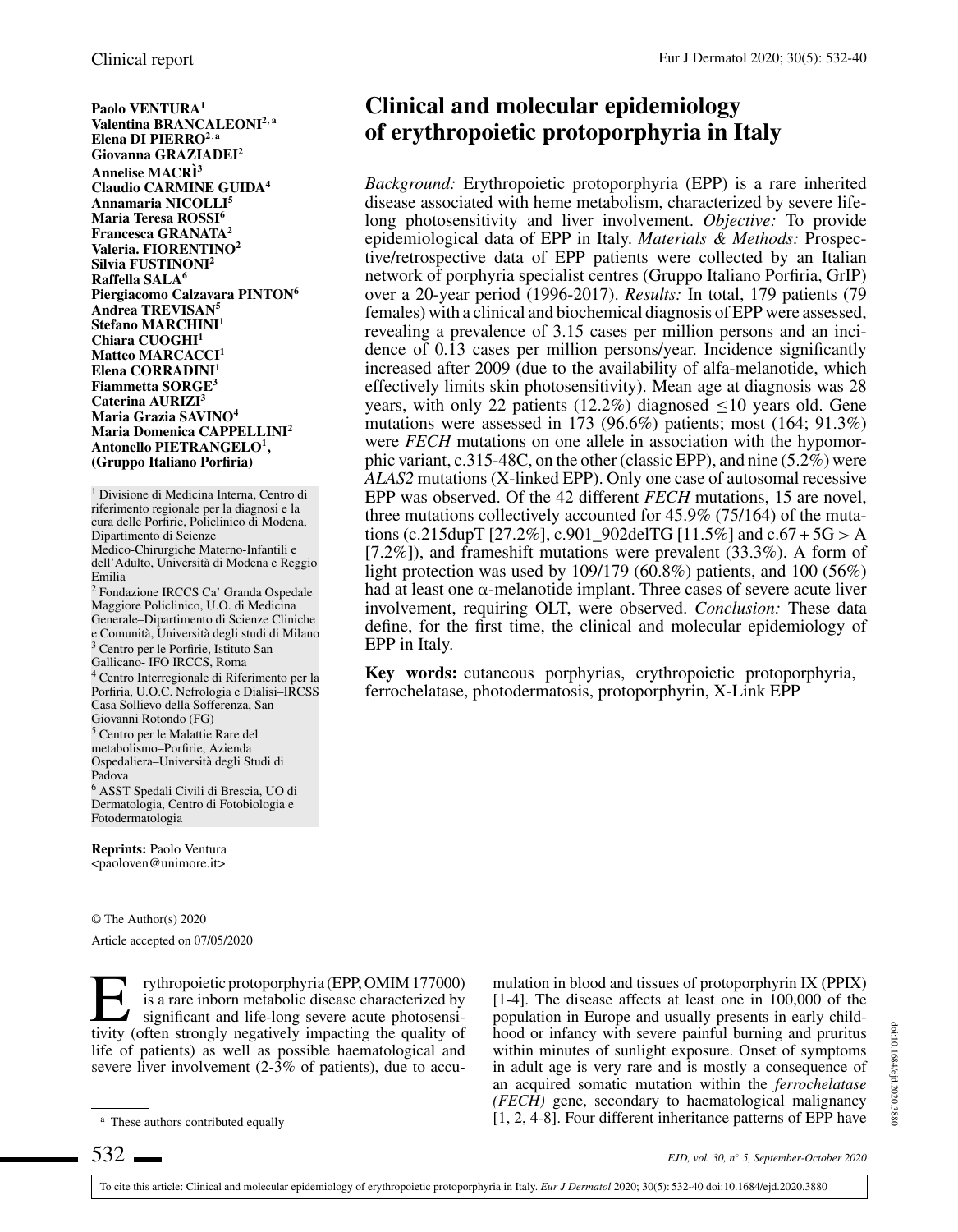Clinical report

# Clinical and molecular epidemiology of erythropoietic protoporphyria in Italy

**Paolo VENTURA[1]**
**Valentina BRANCALEONI[2,a]**
**Elena DI PIERRO[2,a]**
**Giovanna GRAZIADEI[2]**
**Annelise MACRÌ[3]**
**Claudio CARMINE GUIDA[4]**
**Annamaria NICOLLI[5]**
**Maria Teresa ROSSI[6]**
**Francesca GRANATA[2]**
**Valeria. FIORENTINO[2]**
**Silvia FUSTINONI[2]**
**Raffella SALA[6]**
**Piergiacomo Calzavara PINTON[6]**
**Andrea TREVISAN[5]**
**Stefano MARCHINI[1]**
**Chiara CUOGHI[1]**
**Matteo MARCACCI[1]**
**Elena CORRADINI[1]**
**Fiammetta SORGE[3]**
**Caterina AURIZI[3]**
**Maria Grazia SAVINO[4]**
**Maria Domenica CAPPELLINI[2]**
**Antonello PIETRANGELO[1],**
**(Gruppo Italiano Porfiria)**

[1] Divisione di Medicina Interna, Centro di riferimento regionale per la diagnosi e la cura delle Porfirie, Policlinico di Modena, Dipartimento di Scienze Medico-Chirurgiche Materno-Infantili e dell'Adulto, Università di Modena e Reggio Emilia
[2] Fondazione IRCCS Ca' Granda Ospedale Maggiore Policlinico, U.O. di Medicina Generale–Dipartimento di Scienze Cliniche e Comunità, Università degli studi di Milano
[3] Centro per le Porfirie, Istituto San Gallicano- IFO IRCCS, Roma
[4] Centro Interregionale di Riferimento per la Porfiria, U.O.C. Nefrologia e Dialisi–IRCSS Casa Sollievo della Sofferenza, San Giovanni Rotondo (FG)
[5] Centro per le Malattie Rare del metabolismo–Porfirie, Azienda Ospedaliera–Università degli Studi di Padova
[6] ASST Spedali Civili di Brescia, UO di Dermatologia, Centro di Fotobiologia e Fotodermatologia

**Reprints:** Paolo Ventura <paoloven@unimore.it>

© The Author(s) 2020
Article accepted on 07/05/2020

*Background:* Erythropoietic protoporphyria (EPP) is a rare inherited disease associated with heme metabolism, characterized by severe life-long photosensitivity and liver involvement. *Objective:* To provide epidemiological data of EPP in Italy. *Materials & Methods:* Prospective/retrospective data of EPP patients were collected by an Italian network of porphyria specialist centres (Gruppo Italiano Porfiria, GrIP) over a 20-year period (1996-2017). *Results:* In total, 179 patients (79 females) with a clinical and biochemical diagnosis of EPP were assessed, revealing a prevalence of 3.15 cases per million persons and an incidence of 0.13 cases per million persons/year. Incidence significantly increased after 2009 (due to the availability of alfa-melanotide, which effectively limits skin photosensitivity). Mean age at diagnosis was 28 years, with only 22 patients (12.2%) diagnosed ≤10 years old. Gene mutations were assessed in 173 (96.6%) patients; most (164; 91.3%) were *FECH* mutations on one allele in association with the hypomorphic variant, c.315-48C, on the other (classic EPP), and nine (5.2%) were *ALAS2* mutations (X-linked EPP). Only one case of autosomal recessive EPP was observed. Of the 42 different *FECH* mutations, 15 are novel, three mutations collectively accounted for 45.9% (75/164) of the mutations (c.215dupT [27.2%], c.901_902delTG [11.5%] and c.67 + 5G > A [7.2%]), and frameshift mutations were prevalent (33.3%). A form of light protection was used by 109/179 (60.8%) patients, and 100 (56%) had at least one α-melanotide implant. Three cases of severe acute liver involvement, requiring OLT, were observed. *Conclusion:* These data define, for the first time, the clinical and molecular epidemiology of EPP in Italy.

**Key words:** cutaneous porphyrias, erythropoietic protoporphyria, ferrochelatase, photodermatosis, protoporphyrin, X-Link EPP

Erythropoietic protoporphyria (EPP, OMIM 177000) is a rare inborn metabolic disease characterized by significant and life-long severe acute photosensitivity (often strongly negatively impacting the quality of life of patients) as well as possible haematological and severe liver involvement (2-3% of patients), due to accumulation in blood and tissues of protoporphyrin IX (PPIX) [1-4]. The disease affects at least one in 100,000 of the population in Europe and usually presents in early childhood or infancy with severe painful burning and pruritus within minutes of sunlight exposure. Onset of symptoms in adult age is very rare and is mostly a consequence of an acquired somatic mutation within the *ferrochelatase (FECH)* gene, secondary to haematological malignancy [1, 2, 4-8]. Four different inheritance patterns of EPP have

[a] These authors contributed equally

To cite this article: Clinical and molecular epidemiology of erythropoietic protoporphyria in Italy. *Eur J Dermatol* 2020; 30(5): 532-40 doi:10.1684/ejd.2020.3880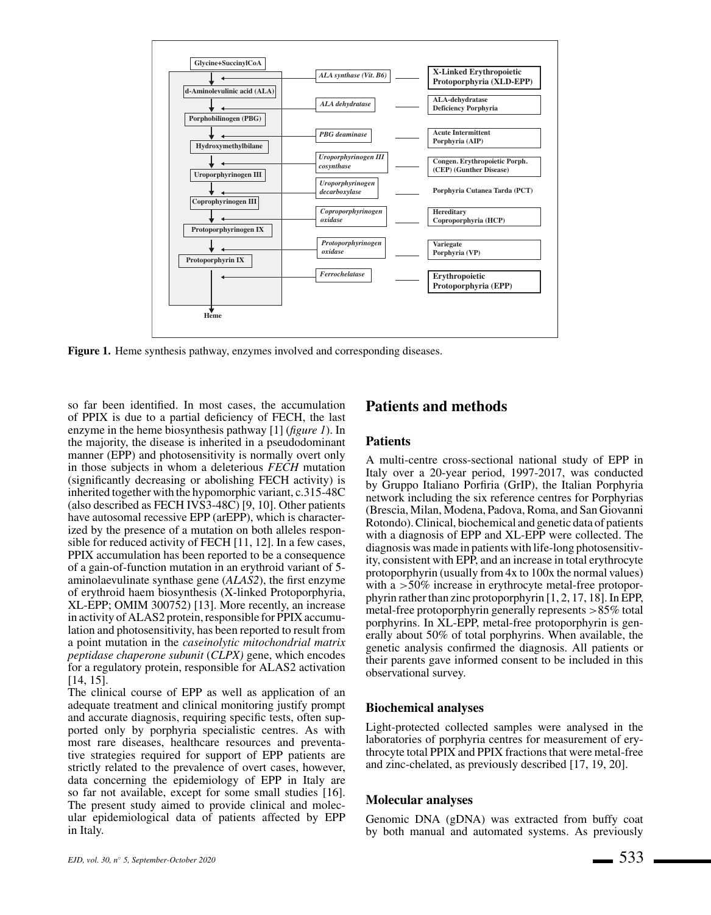| Substrate/Product | Enzyme | Disease |
|---|---|---|
| Glycine+SuccinylCoA | *ALA synthase (Vit. B6)* | X-Linked Erythropoietic Protoporphyria (XLD-EPP) |
| d-Aminolevulinic acid (ALA) | *ALA dehydratase* | ALA-dehydratase Deficiency Porphyria |
| Porphobilinogen (PBG) | *PBG deaminase* | Acute Intermittent Porphyria (AIP) |
| Hydroxymethylbilane | *Uroporphyrinogen III cosynthase* | Congen. Erythropoietic Porph. (CEP) (Gunther Disease) |
| Uroporphyrinogen III | *Uroporphyrinogen decarboxylase* | Porphyria Cutanea Tarda (PCT) |
| Coprophyrinogen III | *Coproporphyrinogen oxidase* | Hereditary Coproporphyria (HCP) |
| Protoporphyrinogen IX | *Protoporphyrinogen oxidase* | Variegate Porphyria (VP) |
| Protoporphyrin IX | *Ferrochelatase* | Erythropoietic Protoporphyria (EPP) |
| Heme | | |

**Figure 1.** Heme synthesis pathway, enzymes involved and corresponding diseases.

so far been identified. In most cases, the accumulation of PPIX is due to a partial deficiency of FECH, the last enzyme in the heme biosynthesis pathway [1] (*figure 1*). In the majority, the disease is inherited in a pseudodominant manner (EPP) and photosensitivity is normally overt only in those subjects in whom a deleterious *FECH* mutation (significantly decreasing or abolishing FECH activity) is inherited together with the hypomorphic variant, c.315-48C (also described as FECH IVS3-48C) [9, 10]. Other patients have autosomal recessive EPP (arEPP), which is characterized by the presence of a mutation on both alleles responsible for reduced activity of FECH [11, 12]. In a few cases, PPIX accumulation has been reported to be a consequence of a gain-of-function mutation in an erythroid variant of 5-aminolaevulinate synthase gene (*ALAS2*), the first enzyme of erythroid haem biosynthesis (X-linked Protoporphyria, XL-EPP; OMIM 300752) [13]. More recently, an increase in activity of ALAS2 protein, responsible for PPIX accumulation and photosensitivity, has been reported to result from a point mutation in the *caseinolytic mitochondrial matrix peptidase chaperone subunit* (*CLPX)* gene, which encodes for a regulatory protein, responsible for ALAS2 activation [14, 15].

The clinical course of EPP as well as application of an adequate treatment and clinical monitoring justify prompt and accurate diagnosis, requiring specific tests, often supported only by porphyria specialistic centres. As with most rare diseases, healthcare resources and preventative strategies required for support of EPP patients are strictly related to the prevalence of overt cases, however, data concerning the epidemiology of EPP in Italy are so far not available, except for some small studies [16]. The present study aimed to provide clinical and molecular epidemiological data of patients affected by EPP in Italy.

## Patients and methods

### Patients

A multi-centre cross-sectional national study of EPP in Italy over a 20-year period, 1997-2017, was conducted by Gruppo Italiano Porfiria (GrIP), the Italian Porphyria network including the six reference centres for Porphyrias (Brescia, Milan, Modena, Padova, Roma, and San Giovanni Rotondo). Clinical, biochemical and genetic data of patients with a diagnosis of EPP and XL-EPP were collected. The diagnosis was made in patients with life-long photosensitivity, consistent with EPP, and an increase in total erythrocyte protoporphyrin (usually from 4x to 100x the normal values) with a >50% increase in erythrocyte metal-free protoporphyrin rather than zinc protoporphyrin [1, 2, 17, 18]. In EPP, metal-free protoporphyrin generally represents >85% total porphyrins. In XL-EPP, metal-free protoporphyrin is generally about 50% of total porphyrins. When available, the genetic analysis confirmed the diagnosis. All patients or their parents gave informed consent to be included in this observational survey.

### Biochemical analyses

Light-protected collected samples were analysed in the laboratories of porphyria centres for measurement of erythrocyte total PPIX and PPIX fractions that were metal-free and zinc-chelated, as previously described [17, 19, 20].

### Molecular analyses

Genomic DNA (gDNA) was extracted from buffy coat by both manual and automated systems. As previously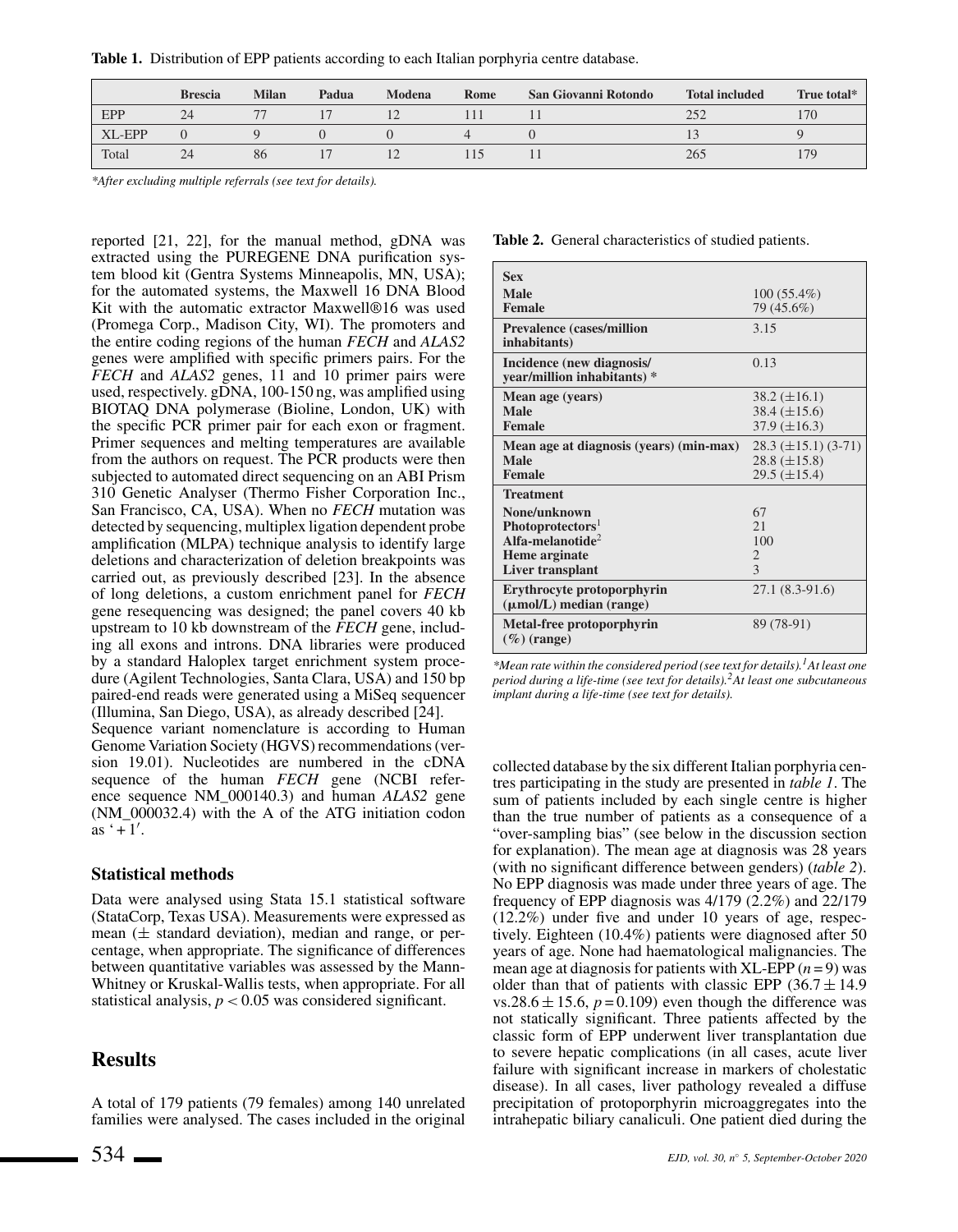**Table 1.** Distribution of EPP patients according to each Italian porphyria centre database.

| | Brescia | Milan | Padua | Modena | Rome | San Giovanni Rotondo | Total included | True total* |
|---|---|---|---|---|---|---|---|---|
| EPP | 24 | 77 | 17 | 12 | 111 | 11 | 252 | 170 |
| XL-EPP | 0 | 9 | 0 | 0 | 4 | 0 | 13 | 9 |
| Total | 24 | 86 | 17 | 12 | 115 | 11 | 265 | 179 |

*\*After excluding multiple referrals (see text for details).*

reported [21, 22], for the manual method, gDNA was extracted using the PUREGENE DNA purification system blood kit (Gentra Systems Minneapolis, MN, USA); for the automated systems, the Maxwell 16 DNA Blood Kit with the automatic extractor Maxwell®16 was used (Promega Corp., Madison City, WI). The promoters and the entire coding regions of the human *FECH* and *ALAS2* genes were amplified with specific primers pairs. For the *FECH* and *ALAS2* genes, 11 and 10 primer pairs were used, respectively. gDNA, 100-150 ng, was amplified using BIOTAQ DNA polymerase (Bioline, London, UK) with the specific PCR primer pair for each exon or fragment. Primer sequences and melting temperatures are available from the authors on request. The PCR products were then subjected to automated direct sequencing on an ABI Prism 310 Genetic Analyser (Thermo Fisher Corporation Inc., San Francisco, CA, USA). When no *FECH* mutation was detected by sequencing, multiplex ligation dependent probe amplification (MLPA) technique analysis to identify large deletions and characterization of deletion breakpoints was carried out, as previously described [23]. In the absence of long deletions, a custom enrichment panel for *FECH* gene resequencing was designed; the panel covers 40 kb upstream to 10 kb downstream of the *FECH* gene, including all exons and introns. DNA libraries were produced by a standard Haloplex target enrichment system procedure (Agilent Technologies, Santa Clara, USA) and 150 bp paired-end reads were generated using a MiSeq sequencer (Illumina, San Diego, USA), as already described [24].

Sequence variant nomenclature is according to Human Genome Variation Society (HGVS) recommendations (version 19.01). Nucleotides are numbered in the cDNA sequence of the human *FECH* gene (NCBI reference sequence NM_000140.3) and human *ALAS2* gene (NM_000032.4) with the A of the ATG initiation codon as '+1'.

## Statistical methods

Data were analysed using Stata 15.1 statistical software (StataCorp, Texas USA). Measurements were expressed as mean (± standard deviation), median and range, or percentage, when appropriate. The significance of differences between quantitative variables was assessed by the Mann-Whitney or Kruskal-Wallis tests, when appropriate. For all statistical analysis, $p < 0.05$ was considered significant.

# Results

A total of 179 patients (79 females) among 140 unrelated families were analysed. The cases included in the original collected database by the six different Italian porphyria centres participating in the study are presented in *table 1*. The sum of patients included by each single centre is higher than the true number of patients as a consequence of a "over-sampling bias" (see below in the discussion section for explanation). The mean age at diagnosis was 28 years (with no significant difference between genders) (*table 2*). No EPP diagnosis was made under three years of age. The frequency of EPP diagnosis was 4/179 (2.2%) and 22/179 (12.2%) under five and under 10 years of age, respectively. Eighteen (10.4%) patients were diagnosed after 50 years of age. None had haematological malignancies. The mean age at diagnosis for patients with XL-EPP ($n = 9$) was older than that of patients with classic EPP (36.7 ± 14.9 vs.28.6 ± 15.6, $p = 0.109$) even though the difference was not statically significant. Three patients affected by the classic form of EPP underwent liver transplantation due to severe hepatic complications (in all cases, acute liver failure with significant increase in markers of cholestatic disease). In all cases, liver pathology revealed a diffuse precipitation of protoporphyrin microaggregates into the intrahepatic biliary canaliculi. One patient died during the

**Table 2.** General characteristics of studied patients.

| | |
|---|---|
| **Sex** | |
| **Male** | 100 (55.4%) |
| **Female** | 79 (45.6%) |
| **Prevalence (cases/million inhabitants)** | 3.15 |
| **Incidence (new diagnosis/ year/million inhabitants) \*** | 0.13 |
| **Mean age (years)** | 38.2 (±16.1) |
| **Male** | 38.4 (±15.6) |
| **Female** | 37.9 (±16.3) |
| **Mean age at diagnosis (years) (min-max)** | 28.3 (±15.1) (3-71) |
| **Male** | 28.8 (±15.8) |
| **Female** | 29.5 (±15.4) |
| **Treatment** | |
| **None/unknown** | 67 |
| **Photoprotectors**[1] | 21 |
| **Alfa-melanotide**[2] | 100 |
| **Heme arginate** | 2 |
| **Liver transplant** | 3 |
| **Erythrocyte protoporphyrin (μmol/L) median (range)** | 27.1 (8.3-91.6) |
| **Metal-free protoporphyrin (%) (range)** | 89 (78-91) |

*\*Mean rate within the considered period (see text for details).[1]At least one period during a life-time (see text for details).[2]At least one subcutaneous implant during a life-time (see text for details).*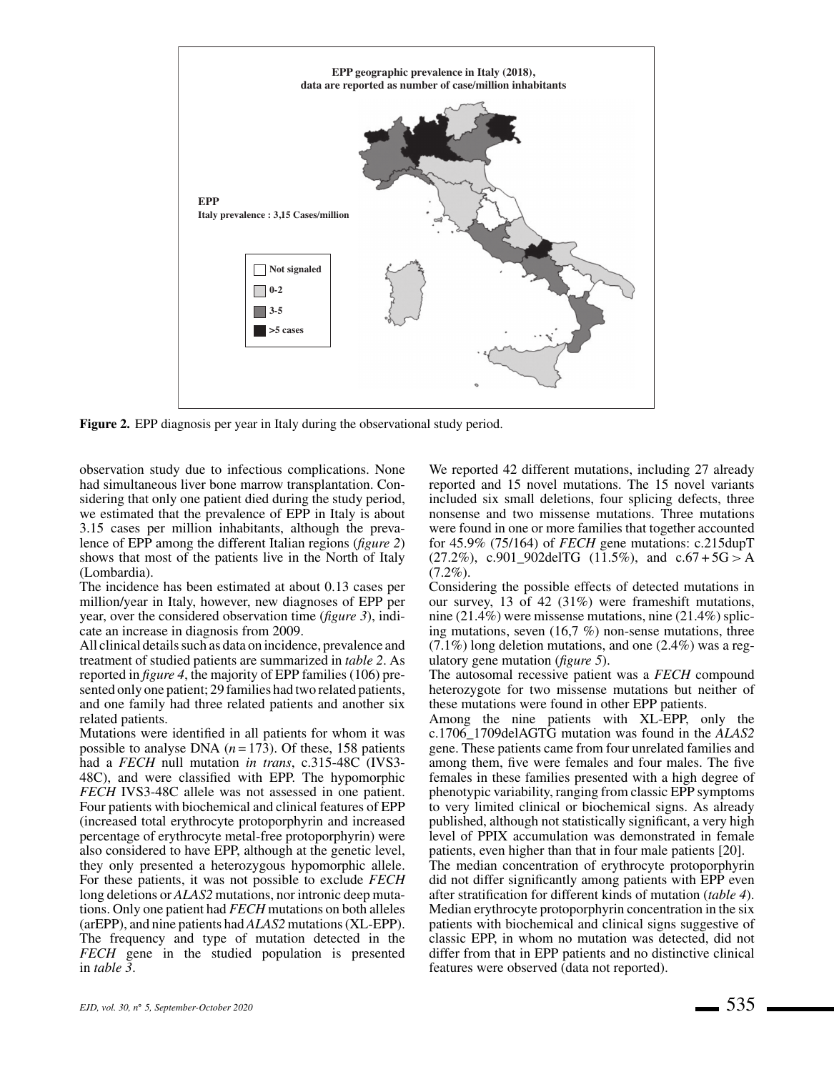**Figure 2.** EPP diagnosis per year in Italy during the observational study period.

observation study due to infectious complications. None had simultaneous liver bone marrow transplantation. Considering that only one patient died during the study period, we estimated that the prevalence of EPP in Italy is about 3.15 cases per million inhabitants, although the prevalence of EPP among the different Italian regions (*figure 2*) shows that most of the patients live in the North of Italy (Lombardia).

The incidence has been estimated at about 0.13 cases per million/year in Italy, however, new diagnoses of EPP per year, over the considered observation time (*figure 3*), indicate an increase in diagnosis from 2009.

All clinical details such as data on incidence, prevalence and treatment of studied patients are summarized in *table 2*. As reported in *figure 4*, the majority of EPP families (106) presented only one patient; 29 families had two related patients, and one family had three related patients and another six related patients.

Mutations were identified in all patients for whom it was possible to analyse DNA ($n = 173$). Of these, 158 patients had a *FECH* null mutation *in trans*, c.315-48C (IVS3-48C), and were classified with EPP. The hypomorphic *FECH* IVS3-48C allele was not assessed in one patient. Four patients with biochemical and clinical features of EPP (increased total erythrocyte protoporphyrin and increased percentage of erythrocyte metal-free protoporphyrin) were also considered to have EPP, although at the genetic level, they only presented a heterozygous hypomorphic allele. For these patients, it was not possible to exclude *FECH* long deletions or *ALAS2* mutations, nor intronic deep mutations. Only one patient had *FECH* mutations on both alleles (arEPP), and nine patients had *ALAS2* mutations (XL-EPP). The frequency and type of mutation detected in the *FECH* gene in the studied population is presented in *table 3*.

We reported 42 different mutations, including 27 already reported and 15 novel mutations. The 15 novel variants included six small deletions, four splicing defects, three nonsense and two missense mutations. Three mutations were found in one or more families that together accounted for 45.9% (75/164) of *FECH* gene mutations: c.215dupT (27.2%), c.901_902delTG (11.5%), and c.67 + 5G > A (7.2%).

Considering the possible effects of detected mutations in our survey, 13 of 42 (31%) were frameshift mutations, nine (21.4%) were missense mutations, nine (21.4%) splicing mutations, seven (16,7 %) non-sense mutations, three (7.1%) long deletion mutations, and one (2.4%) was a regulatory gene mutation (*figure 5*).

The autosomal recessive patient was a *FECH* compound heterozygote for two missense mutations but neither of these mutations were found in other EPP patients.

Among the nine patients with XL-EPP, only the c.1706_1709delAGTG mutation was found in the *ALAS2* gene. These patients came from four unrelated families and among them, five were females and four males. The five females in these families presented with a high degree of phenotypic variability, ranging from classic EPP symptoms to very limited clinical or biochemical signs. As already published, although not statistically significant, a very high level of PPIX accumulation was demonstrated in female patients, even higher than that in four male patients [20].

The median concentration of erythrocyte protoporphyrin did not differ significantly among patients with EPP even after stratification for different kinds of mutation (*table 4*). Median erythrocyte protoporphyrin concentration in the six patients with biochemical and clinical signs suggestive of classic EPP, in whom no mutation was detected, did not differ from that in EPP patients and no distinctive clinical features were observed (data not reported).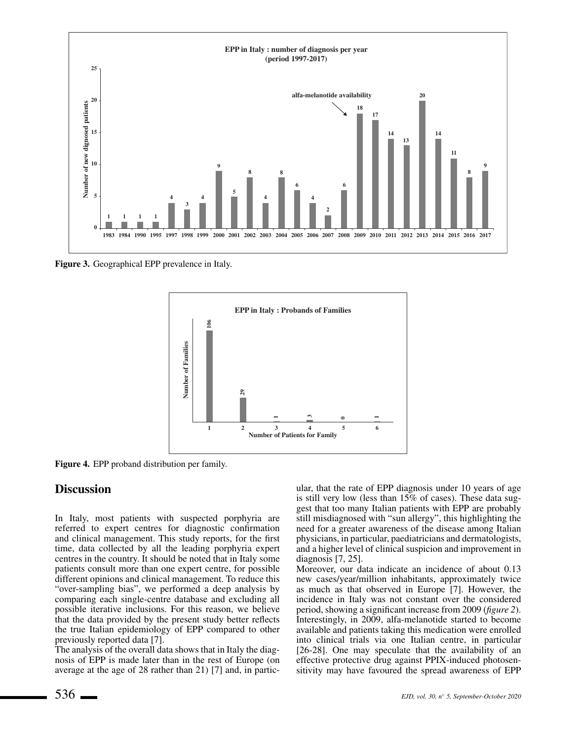**Figure 3.** Geographical EPP prevalence in Italy.

**Figure 4.** EPP proband distribution per family.

## Discussion

In Italy, most patients with suspected porphyria are referred to expert centres for diagnostic confirmation and clinical management. This study reports, for the first time, data collected by all the leading porphyria expert centres in the country. It should be noted that in Italy some patients consult more than one expert centre, for possible different opinions and clinical management. To reduce this "over-sampling bias", we performed a deep analysis by comparing each single-centre database and excluding all possible iterative inclusions. For this reason, we believe that the data provided by the present study better reflects the true Italian epidemiology of EPP compared to other previously reported data [7].

The analysis of the overall data shows that in Italy the diagnosis of EPP is made later than in the rest of Europe (on average at the age of 28 rather than 21) [7] and, in particular, that the rate of EPP diagnosis under 10 years of age is still very low (less than 15% of cases). These data suggest that too many Italian patients with EPP are probably still misdiagnosed with "sun allergy", this highlighting the need for a greater awareness of the disease among Italian physicians, in particular, paediatricians and dermatologists, and a higher level of clinical suspicion and improvement in diagnosis [7, 25].

Moreover, our data indicate an incidence of about 0.13 new cases/year/million inhabitants, approximately twice as much as that observed in Europe [7]. However, the incidence in Italy was not constant over the considered period, showing a significant increase from 2009 (*figure 2*). Interestingly, in 2009, alfa-melanotide started to become available and patients taking this medication were enrolled into clinical trials via one Italian centre, in particular [26-28]. One may speculate that the availability of an effective protective drug against PPIX-induced photosensitivity may have favoured the spread awareness of EPP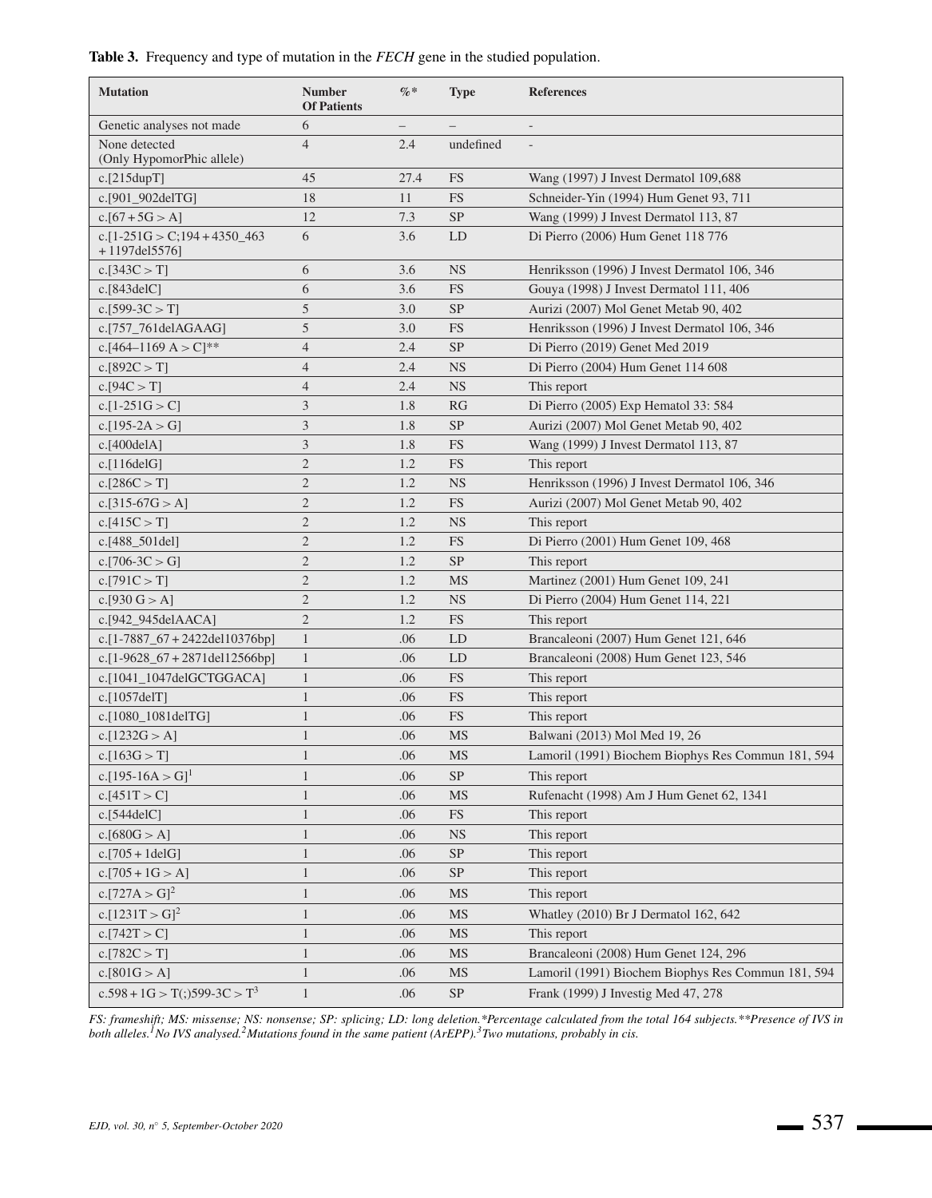**Table 3.** Frequency and type of mutation in the *FECH* gene in the studied population.

| Mutation | Number Of Patients | %* | Type | References |
|---|---|---|---|---|
| Genetic analyses not made | 6 | – | – | - |
| None detected (Only HypomorPhic allele) | 4 | 2.4 | undefined | - |
| c.[215dupT] | 45 | 27.4 | FS | Wang (1997) J Invest Dermatol 109,688 |
| c.[901_902delTG] | 18 | 11 | FS | Schneider-Yin (1994) Hum Genet 93, 711 |
| c.[67 + 5G > A] | 12 | 7.3 | SP | Wang (1999) J Invest Dermatol 113, 87 |
| c.[1-251G > C;194 + 4350_463 + 1197del5576] | 6 | 3.6 | LD | Di Pierro (2006) Hum Genet 118 776 |
| c.[343C > T] | 6 | 3.6 | NS | Henriksson (1996) J Invest Dermatol 106, 346 |
| c.[843delC] | 6 | 3.6 | FS | Gouya (1998) J Invest Dermatol 111, 406 |
| c.[599-3C > T] | 5 | 3.0 | SP | Aurizi (2007) Mol Genet Metab 90, 402 |
| c.[757_761delAGAAG] | 5 | 3.0 | FS | Henriksson (1996) J Invest Dermatol 106, 346 |
| c.[464–1169 A > C]** | 4 | 2.4 | SP | Di Pierro (2019) Genet Med 2019 |
| c.[892C > T] | 4 | 2.4 | NS | Di Pierro (2004) Hum Genet 114 608 |
| c.[94C > T] | 4 | 2.4 | NS | This report |
| c.[1-251G > C] | 3 | 1.8 | RG | Di Pierro (2005) Exp Hematol 33: 584 |
| c.[195-2A > G] | 3 | 1.8 | SP | Aurizi (2007) Mol Genet Metab 90, 402 |
| c.[400delA] | 3 | 1.8 | FS | Wang (1999) J Invest Dermatol 113, 87 |
| c.[116delG] | 2 | 1.2 | FS | This report |
| c.[286C > T] | 2 | 1.2 | NS | Henriksson (1996) J Invest Dermatol 106, 346 |
| c.[315-67G > A] | 2 | 1.2 | FS | Aurizi (2007) Mol Genet Metab 90, 402 |
| c.[415C > T] | 2 | 1.2 | NS | This report |
| c.[488_501del] | 2 | 1.2 | FS | Di Pierro (2001) Hum Genet 109, 468 |
| c.[706-3C > G] | 2 | 1.2 | SP | This report |
| c.[791C > T] | 2 | 1.2 | MS | Martinez (2001) Hum Genet 109, 241 |
| c.[930 G > A] | 2 | 1.2 | NS | Di Pierro (2004) Hum Genet 114, 221 |
| c.[942_945delAACA] | 2 | 1.2 | FS | This report |
| c.[1-7887_67 + 2422del10376bp] | 1 | .06 | LD | Brancaleoni (2007) Hum Genet 121, 646 |
| c.[1-9628_67 + 2871del12566bp] | 1 | .06 | LD | Brancaleoni (2008) Hum Genet 123, 546 |
| c.[1041_1047delGCTGGACA] | 1 | .06 | FS | This report |
| c.[1057delT] | 1 | .06 | FS | This report |
| c.[1080_1081delTG] | 1 | .06 | FS | This report |
| c.[1232G > A] | 1 | .06 | MS | Balwani (2013) Mol Med 19, 26 |
| c.[163G > T] | 1 | .06 | MS | Lamoril (1991) Biochem Biophys Res Commun 181, 594 |
| c.[195-16A > G][1] | 1 | .06 | SP | This report |
| c.[451T > C] | 1 | .06 | MS | Rufenacht (1998) Am J Hum Genet 62, 1341 |
| c.[544delC] | 1 | .06 | FS | This report |
| c.[680G > A] | 1 | .06 | NS | This report |
| c.[705 + 1delG] | 1 | .06 | SP | This report |
| c.[705 + 1G > A] | 1 | .06 | SP | This report |
| c.[727A > G][2] | 1 | .06 | MS | This report |
| c.[1231T > G][2] | 1 | .06 | MS | Whatley (2010) Br J Dermatol 162, 642 |
| c.[742T > C] | 1 | .06 | MS | This report |
| c.[782C > T] | 1 | .06 | MS | Brancaleoni (2008) Hum Genet 124, 296 |
| c.[801G > A] | 1 | .06 | MS | Lamoril (1991) Biochem Biophys Res Commun 181, 594 |
| c.598 + 1G > T(;)599-3C > T[3] | 1 | .06 | SP | Frank (1999) J Investig Med 47, 278 |

*FS: frameshift; MS: missense; NS: nonsense; SP: splicing; LD: long deletion.\*Percentage calculated from the total 164 subjects.\*\*Presence of IVS in both alleles.[1]No IVS analysed.[2]Mutations found in the same patient (ArEPP).[3]Two mutations, probably in cis.*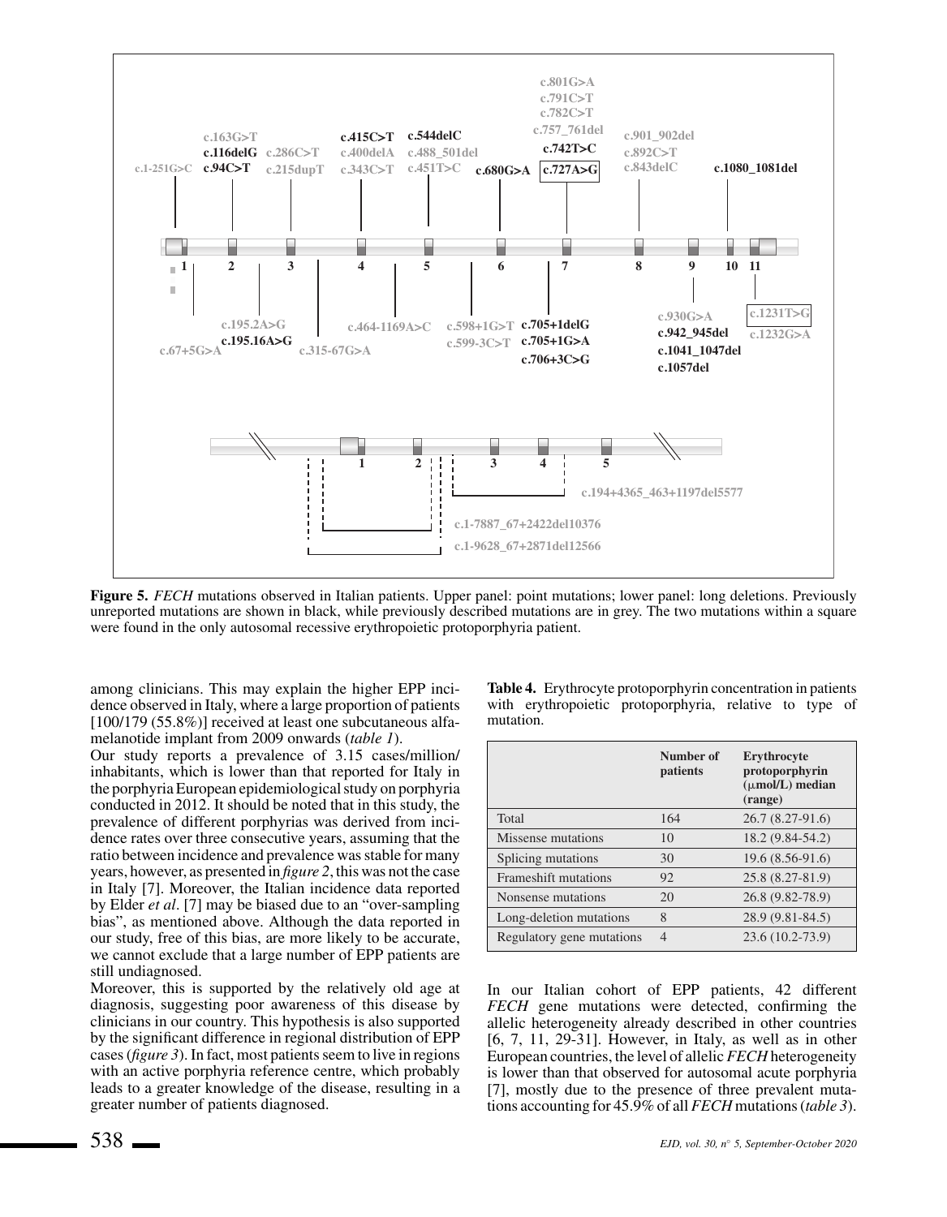**Figure 5.** *FECH* mutations observed in Italian patients. Upper panel: point mutations; lower panel: long deletions. Previously unreported mutations are shown in black, while previously described mutations are in grey. The two mutations within a square were found in the only autosomal recessive erythropoietic protoporphyria patient.

among clinicians. This may explain the higher EPP incidence observed in Italy, where a large proportion of patients [100/179 (55.8%)] received at least one subcutaneous alfamelanotide implant from 2009 onwards (*table 1*).

Our study reports a prevalence of 3.15 cases/million/inhabitants, which is lower than that reported for Italy in the porphyria European epidemiological study on porphyria conducted in 2012. It should be noted that in this study, the prevalence of different porphyrias was derived from incidence rates over three consecutive years, assuming that the ratio between incidence and prevalence was stable for many years, however, as presented in *figure 2*, this was not the case in Italy [7]. Moreover, the Italian incidence data reported by Elder *et al*. [7] may be biased due to an "over-sampling bias", as mentioned above. Although the data reported in our study, free of this bias, are more likely to be accurate, we cannot exclude that a large number of EPP patients are still undiagnosed.

Moreover, this is supported by the relatively old age at diagnosis, suggesting poor awareness of this disease by clinicians in our country. This hypothesis is also supported by the significant difference in regional distribution of EPP cases (*figure 3*). In fact, most patients seem to live in regions with an active porphyria reference centre, which probably leads to a greater knowledge of the disease, resulting in a greater number of patients diagnosed.

**Table 4.** Erythrocyte protoporphyrin concentration in patients with erythropoietic protoporphyria, relative to type of mutation.

| | Number of patients | Erythrocyte protoporphyrin (μmol/L) median (range) |
|---|---|---|
| Total | 164 | 26.7 (8.27-91.6) |
| Missense mutations | 10 | 18.2 (9.84-54.2) |
| Splicing mutations | 30 | 19.6 (8.56-91.6) |
| Frameshift mutations | 92 | 25.8 (8.27-81.9) |
| Nonsense mutations | 20 | 26.8 (9.82-78.9) |
| Long-deletion mutations | 8 | 28.9 (9.81-84.5) |
| Regulatory gene mutations | 4 | 23.6 (10.2-73.9) |

In our Italian cohort of EPP patients, 42 different *FECH* gene mutations were detected, confirming the allelic heterogeneity already described in other countries [6, 7, 11, 29-31]. However, in Italy, as well as in other European countries, the level of allelic *FECH* heterogeneity is lower than that observed for autosomal acute porphyria [7], mostly due to the presence of three prevalent mutations accounting for 45.9% of all *FECH* mutations (*table 3*).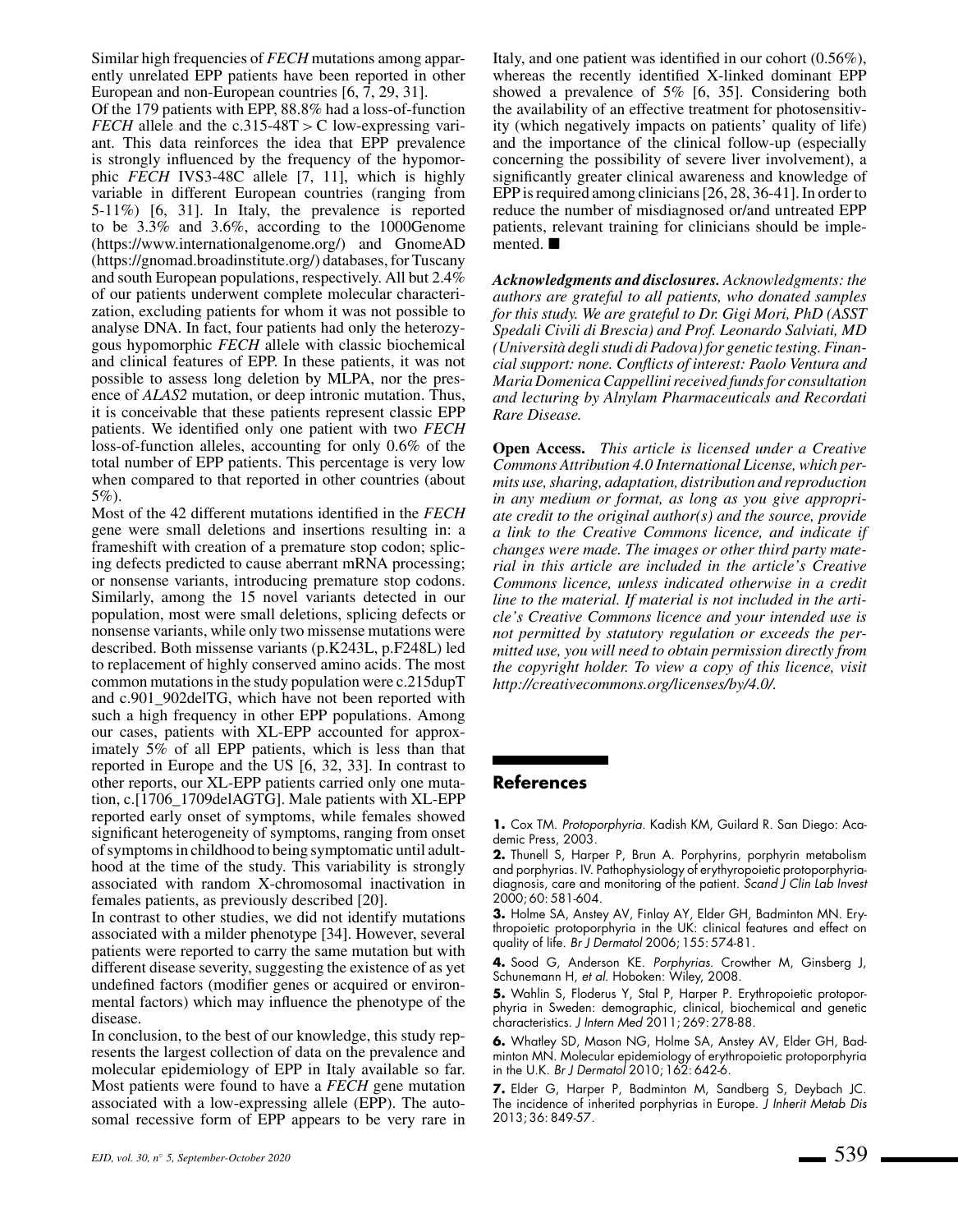Similar high frequencies of *FECH* mutations among apparently unrelated EPP patients have been reported in other European and non-European countries [6, 7, 29, 31].

Of the 179 patients with EPP, 88.8% had a loss-of-function *FECH* allele and the c.315-48T > C low-expressing variant. This data reinforces the idea that EPP prevalence is strongly influenced by the frequency of the hypomorphic *FECH* IVS3-48C allele [7, 11], which is highly variable in different European countries (ranging from 5-11%) [6, 31]. In Italy, the prevalence is reported to be 3.3% and 3.6%, according to the 1000Genome (https://www.internationalgenome.org/) and GnomeAD (https://gnomad.broadinstitute.org/) databases, for Tuscany and south European populations, respectively. All but 2.4% of our patients underwent complete molecular characterization, excluding patients for whom it was not possible to analyse DNA. In fact, four patients had only the heterozygous hypomorphic *FECH* allele with classic biochemical and clinical features of EPP. In these patients, it was not possible to assess long deletion by MLPA, nor the presence of *ALAS2* mutation, or deep intronic mutation. Thus, it is conceivable that these patients represent classic EPP patients. We identified only one patient with two *FECH* loss-of-function alleles, accounting for only 0.6% of the total number of EPP patients. This percentage is very low when compared to that reported in other countries (about 5%).

Most of the 42 different mutations identified in the *FECH* gene were small deletions and insertions resulting in: a frameshift with creation of a premature stop codon; splicing defects predicted to cause aberrant mRNA processing; or nonsense variants, introducing premature stop codons. Similarly, among the 15 novel variants detected in our population, most were small deletions, splicing defects or nonsense variants, while only two missense mutations were described. Both missense variants (p.K243L, p.F248L) led to replacement of highly conserved amino acids. The most common mutations in the study population were c.215dupT and c.901_902delTG, which have not been reported with such a high frequency in other EPP populations. Among our cases, patients with XL-EPP accounted for approximately 5% of all EPP patients, which is less than that reported in Europe and the US [6, 32, 33]. In contrast to other reports, our XL-EPP patients carried only one mutation, c.[1706_1709delAGTG]. Male patients with XL-EPP reported early onset of symptoms, while females showed significant heterogeneity of symptoms, ranging from onset of symptoms in childhood to being symptomatic until adulthood at the time of the study. This variability is strongly associated with random X-chromosomal inactivation in females patients, as previously described [20].

In contrast to other studies, we did not identify mutations associated with a milder phenotype [34]. However, several patients were reported to carry the same mutation but with different disease severity, suggesting the existence of as yet undefined factors (modifier genes or acquired or environmental factors) which may influence the phenotype of the disease.

In conclusion, to the best of our knowledge, this study represents the largest collection of data on the prevalence and molecular epidemiology of EPP in Italy available so far. Most patients were found to have a *FECH* gene mutation associated with a low-expressing allele (EPP). The autosomal recessive form of EPP appears to be very rare in Italy, and one patient was identified in our cohort (0.56%), whereas the recently identified X-linked dominant EPP showed a prevalence of 5% [6, 35]. Considering both the availability of an effective treatment for photosensitivity (which negatively impacts on patients' quality of life) and the importance of the clinical follow-up (especially concerning the possibility of severe liver involvement), a significantly greater clinical awareness and knowledge of EPP is required among clinicians [26, 28, 36-41]. In order to reduce the number of misdiagnosed or/and untreated EPP patients, relevant training for clinicians should be implemented. ■

***Acknowledgments and disclosures.*** *Acknowledgments: the authors are grateful to all patients, who donated samples for this study. We are grateful to Dr. Gigi Mori, PhD (ASST Spedali Civili di Brescia) and Prof. Leonardo Salviati, MD (Università degli studi di Padova) for genetic testing. Financial support: none. Conflicts of interest: Paolo Ventura and Maria Domenica Cappellini received funds for consultation and lecturing by Alnylam Pharmaceuticals and Recordati Rare Disease.*

**Open Access.** *This article is licensed under a Creative Commons Attribution 4.0 International License, which permits use, sharing, adaptation, distribution and reproduction in any medium or format, as long as you give appropriate credit to the original author(s) and the source, provide a link to the Creative Commons licence, and indicate if changes were made. The images or other third party material in this article are included in the article's Creative Commons licence, unless indicated otherwise in a credit line to the material. If material is not included in the article's Creative Commons licence and your intended use is not permitted by statutory regulation or exceeds the permitted use, you will need to obtain permission directly from the copyright holder. To view a copy of this licence, visit http://creativecommons.org/licenses/by/4.0/.*

## References

**1.** Cox TM. *Protoporphyria.* Kadish KM, Guilard R. San Diego: Academic Press, 2003.

**2.** Thunell S, Harper P, Brun A. Porphyrins, porphyrin metabolism and porphyrias. IV. Pathophysiology of erythyropoietic protoporphyria-diagnosis, care and monitoring of the patient. *Scand J Clin Lab Invest* 2000; 60: 581-604.

**3.** Holme SA, Anstey AV, Finlay AY, Elder GH, Badminton MN. Erythropoietic protoporphyria in the UK: clinical features and effect on quality of life. *Br J Dermatol* 2006; 155: 574-81.

**4.** Sood G, Anderson KE. *Porphyrias.* Crowther M, Ginsberg J, Schunemann H, *et al.* Hoboken: Wiley, 2008.

**5.** Wahlin S, Floderus Y, Stal P, Harper P. Erythropoietic protoporphyria in Sweden: demographic, clinical, biochemical and genetic characteristics. *J Intern Med* 2011; 269: 278-88.

**6.** Whatley SD, Mason NG, Holme SA, Anstey AV, Elder GH, Badminton MN. Molecular epidemiology of erythropoietic protoporphyria in the U.K. *Br J Dermatol* 2010; 162: 642-6.

**7.** Elder G, Harper P, Badminton M, Sandberg S, Deybach JC. The incidence of inherited porphyrias in Europe. *J Inherit Metab Dis* 2013; 36: 849-57.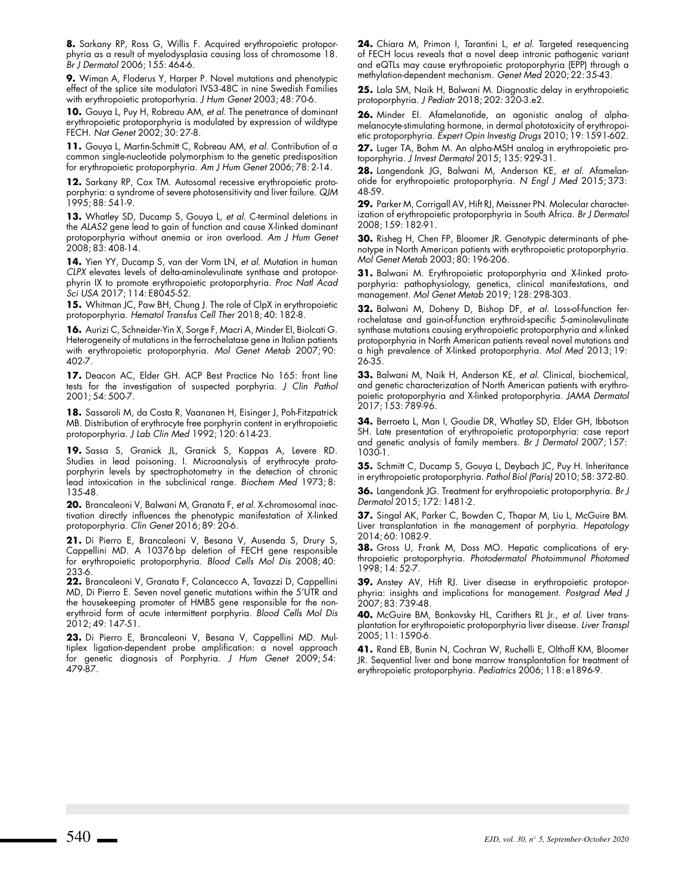**8.** Sarkany RP, Ross G, Willis F. Acquired erythropoietic protoporphyria as a result of myelodysplasia causing loss of chromosome 18. *Br J Dermatol* 2006; 155: 464-6.

**9.** Wiman A, Floderus Y, Harper P. Novel mutations and phenotypic effect of the splice site modulatori IVS3-48C in nine Swedish Families with erythropoietic protoporhyria. *J Hum Genet* 2003; 48: 70-6.

**10.** Gouya L, Puy H, Robreau AM, *et al.* The penetrance of dominant erythropoietic protoporphyria is modulated by expression of wildtype FECH. *Nat Genet* 2002; 30: 27-8.

**11.** Gouya L, Martin-Schmitt C, Robreau AM, *et al.* Contribution of a common single-nucleotide polymorphism to the genetic predisposition for erythropoietic protoporphyria. *Am J Hum Genet* 2006; 78: 2-14.

**12.** Sarkany RP, Cox TM. Autosomal recessive erythropoietic protoporphyria: a syndrome of severe photosensitivity and liver failure. *QJM* 1995; 88: 541-9.

**13.** Whatley SD, Ducamp S, Gouya L, *et al.* C-terminal deletions in the *ALAS2* gene lead to gain of function and cause X-linked dominant protoporphyria without anemia or iron overload. *Am J Hum Genet* 2008; 83: 408-14.

**14.** Yien YY, Ducamp S, van der Vorm LN, *et al.* Mutation in human *CLPX* elevates levels of delta-aminolevulinate synthase and protoporphyrin IX to promote erythropoietic protoporphyria. *Proc Natl Acad Sci USA* 2017; 114: E8045-52.

**15.** Whitman JC, Paw BH, Chung J. The role of ClpX in erythropoietic protoporphyria. *Hematol Transfus Cell Ther* 2018; 40: 182-8.

**16.** Aurizi C, Schneider-Yin X, Sorge F, Macri A, Minder EI, Biolcati G. Heterogeneity of mutations in the ferrochelatase gene in Italian patients with erythropoietic protoporphyria. *Mol Genet Metab* 2007; 90: 402-7.

**17.** Deacon AC, Elder GH. ACP Best Practice No 165: front line tests for the investigation of suspected porphyria. *J Clin Pathol* 2001; 54: 500-7.

**18.** Sassaroli M, da Costa R, Vaananen H, Eisinger J, Poh-Fitzpatrick MB. Distribution of erythrocyte free porphyrin content in erythropoietic protoporphyria. *J Lab Clin Med* 1992; 120: 614-23.

**19.** Sassa S, Granick JL, Granick S, Kappas A, Levere RD. Studies in lead poisoning. I. Microanalysis of erythrocyte protoporphyrin levels by spectrophotometry in the detection of chronic lead intoxication in the subclinical range. *Biochem Med* 1973; 8: 135-48.

**20.** Brancaleoni V, Balwani M, Granata F, *et al.* X-chromosomal inactivation directly influences the phenotypic manifestation of X-linked protoporphyria. *Clin Genet* 2016; 89: 20-6.

**21.** Di Pierro E, Brancaleoni V, Besana V, Ausenda S, Drury S, Cappellini MD. A 10376 bp deletion of FECH gene responsible for erythropoietic protoporphyria. *Blood Cells Mol Dis* 2008; 40: 233-6.

**22.** Brancaleoni V, Granata F, Colancecco A, Tavazzi D, Cappellini MD, Di Pierro E. Seven novel genetic mutations within the 5'UTR and the housekeeping promoter of HMBS gene responsible for the non-erythroid form of acute intermittent porphyria. *Blood Cells Mol Dis* 2012; 49: 147-51.

**23.** Di Pierro E, Brancaleoni V, Besana V, Cappellini MD. Multiplex ligation-dependent probe amplification: a novel approach for genetic diagnosis of Porphyria. *J Hum Genet* 2009; 54: 479-87.

**24.** Chiara M, Primon I, Tarantini L, *et al.* Targeted resequencing of FECH locus reveals that a novel deep intronic pathogenic variant and eQTLs may cause erythropoietic protoporphyria (EPP) through a methylation-dependent mechanism. *Genet Med* 2020; 22: 35-43.

**25.** Lala SM, Naik H, Balwani M. Diagnostic delay in erythropoietic protoporphyria. *J Pediatr* 2018; 202: 320-3.e2.

**26.** Minder EI. Afamelanotide, an agonistic analog of alpha-melanocyte-stimulating hormone, in dermal phototoxicity of erythropoietic protoporphyria. *Expert Opin Investig Drugs* 2010; 19: 1591-602.

**27.** Luger TA, Bohm M. An alpha-MSH analog in erythropoietic protoporphyria. *J Invest Dermatol* 2015; 135: 929-31.

**28.** Langendonk JG, Balwani M, Anderson KE, *et al.* Afamelanotide for erythropoietic protoporphyria. *N Engl J Med* 2015; 373: 48-59.

**29.** Parker M, Corrigall AV, Hift RJ, Meissner PN. Molecular characterization of erythropoietic protoporphyria in South Africa. *Br J Dermatol* 2008; 159: 182-91.

**30.** Risheg H, Chen FP, Bloomer JR. Genotypic determinants of phenotype in North American patients with erythropoietic protoporphyria. *Mol Genet Metab* 2003; 80: 196-206.

**31.** Balwani M. Erythropoietic protoporphyria and X-linked protoporphyria: pathophysiology, genetics, clinical manifestations, and management. *Mol Genet Metab* 2019; 128: 298-303.

**32.** Balwani M, Doheny D, Bishop DF, *et al.* Loss-of-function ferrochelatase and gain-of-function erythroid-specific 5-aminolevulinate synthase mutations causing erythropoietic protoporphyria and x-linked protoporphyria in North American patients reveal novel mutations and a high prevalence of X-linked protoporphyria. *Mol Med* 2013; 19: 26-35.

**33.** Balwani M, Naik H, Anderson KE, *et al.* Clinical, biochemical, and genetic characterization of North American patients with erythropoietic protoporphyria and X-linked protoporphyria. *JAMA Dermatol* 2017; 153: 789-96.

**34.** Berroeta L, Man I, Goudie DR, Whatley SD, Elder GH, Ibbotson SH. Late presentation of erythropoietic protoporphyria: case report and genetic analysis of family members. *Br J Dermatol* 2007; 157: 1030-1.

**35.** Schmitt C, Ducamp S, Gouya L, Deybach JC, Puy H. Inheritance in erythropoietic protoporphyria. *Pathol Biol (Paris)* 2010; 58: 372-80.

**36.** Langendonk JG. Treatment for erythropoietic protoporphyria. *Br J Dermatol* 2015; 172: 1481-2.

**37.** Singal AK, Parker C, Bowden C, Thapar M, Liu L, McGuire BM. Liver transplantation in the management of porphyria. *Hepatology* 2014; 60: 1082-9.

**38.** Gross U, Frank M, Doss MO. Hepatic complications of erythropoietic protoporphyria. *Photodermatol Photoimmunol Photomed* 1998; 14: 52-7.

**39.** Anstey AV, Hift RJ. Liver disease in erythropoietic protoporphyria: insights and implications for management. *Postgrad Med J* 2007; 83: 739-48.

**40.** McGuire BM, Bonkovsky HL, Carithers RL Jr., *et al.* Liver transplantation for erythropoietic protoporphyria liver disease. *Liver Transpl* 2005; 11: 1590-6.

**41.** Rand EB, Bunin N, Cochran W, Ruchelli E, Olthoff KM, Bloomer JR. Sequential liver and bone marrow transplantation for treatment of erythropoietic protoporphyria. *Pediatrics* 2006; 118: e1896-9.